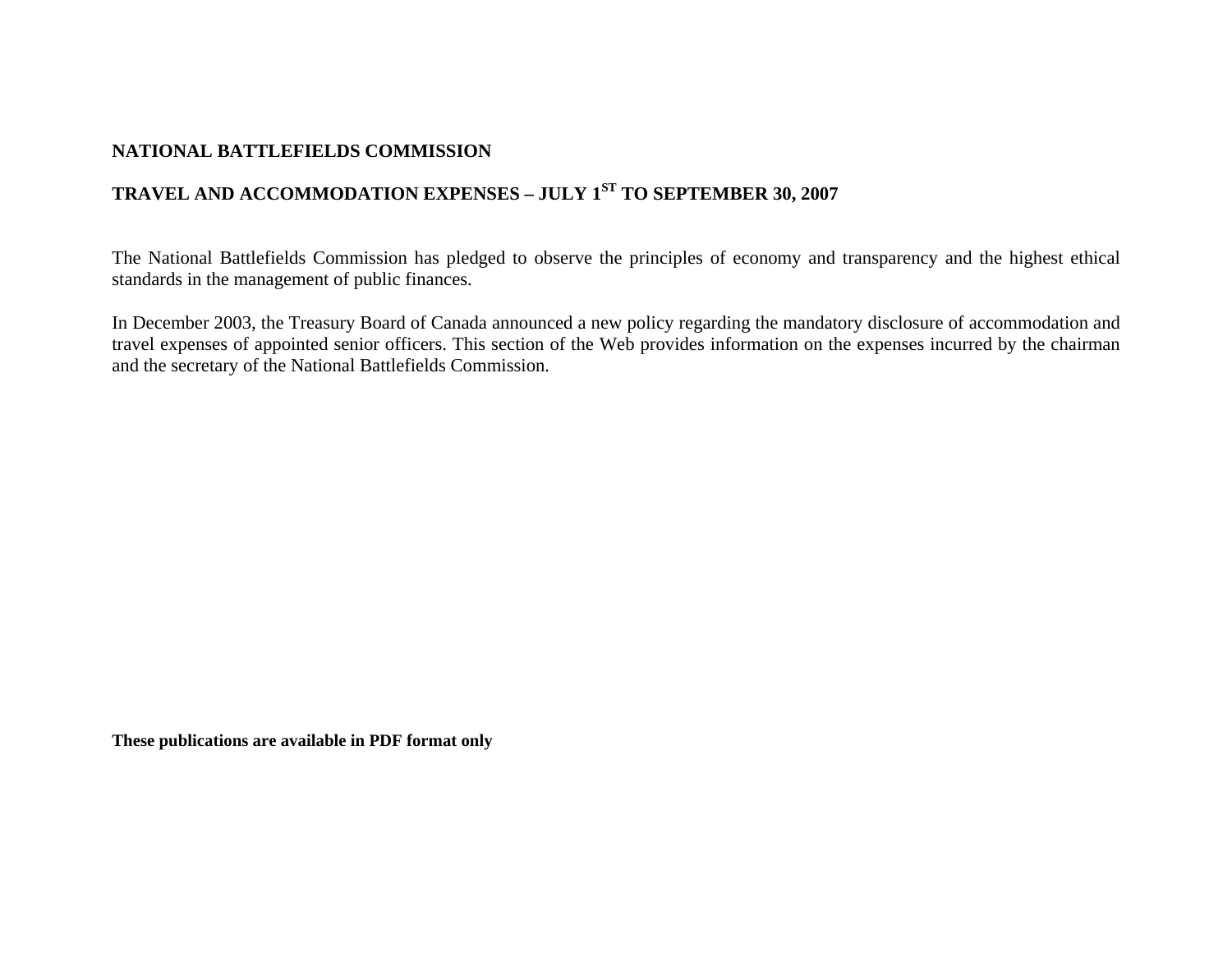# NATIONAL BATTLEFIELDS COMMISSION

## TRAVEL AND ACCOMMODATION EXPENSES – JULY 1ST TO SEPTEMBER 30, 2007

The National Battlefields Commission has pledged to observe the principles of economy and transparency and the highest ethical standards in the management of public finances.

In December 2003, the Treasury Board of Canada announced a new policy regarding the mandatory disclosure of accommodation and travel expenses of appointed senior officers. This section of the Web provides information on the expenses incurred by the chairman and the secretary of the National Battlefields Commission.

**These publications are available in PDF format only**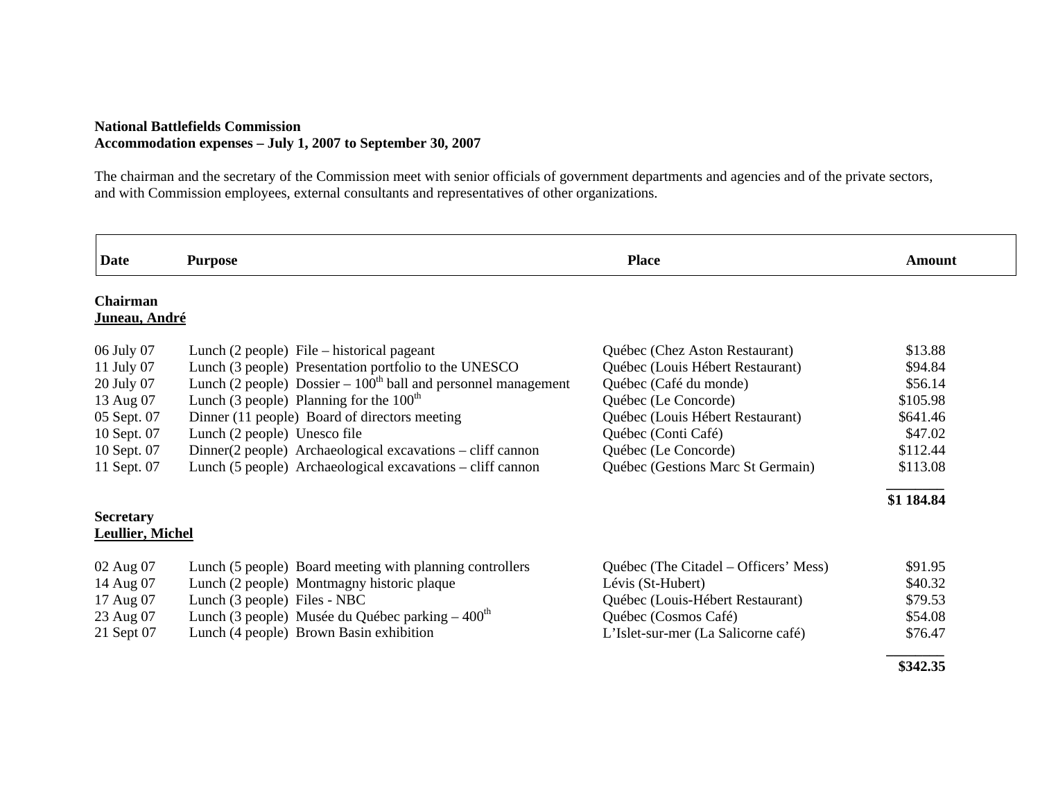**National Battlefields Commission**
**Accommodation expenses – July 1, 2007 to September 30, 2007**

The chairman and the secretary of the Commission meet with senior officials of government departments and agencies and of the private sectors, and with Commission employees, external consultants and representatives of other organizations.

| Date | Purpose | Place | Amount |
|---|---|---|---|
| **Chairman** | | | |
| **Juneau, André** | | | |
| 06 July 07 | Lunch (2 people) File – historical pageant | Québec (Chez Aston Restaurant) | $13.88 |
| 11 July 07 | Lunch (3 people) Presentation portfolio to the UNESCO | Québec (Louis Hébert Restaurant) | $94.84 |
| 20 July 07 | Lunch (2 people) Dossier – 100th ball and personnel management | Québec (Café du monde) | $56.14 |
| 13 Aug 07 | Lunch (3 people) Planning for the 100th | Québec (Le Concorde) | $105.98 |
| 05 Sept. 07 | Dinner (11 people) Board of directors meeting | Québec (Louis Hébert Restaurant) | $641.46 |
| 10 Sept. 07 | Lunch (2 people) Unesco file | Québec (Conti Café) | $47.02 |
| 10 Sept. 07 | Dinner(2 people) Archaeological excavations – cliff cannon | Québec (Le Concorde) | $112.44 |
| 11 Sept. 07 | Lunch (5 people) Archaeological excavations – cliff cannon | Québec (Gestions Marc St Germain) | $113.08 |
| | | | **$1 184.84** |
| **Secretary** | | | |
| **Leullier, Michel** | | | |
| 02 Aug 07 | Lunch (5 people) Board meeting with planning controllers | Québec (The Citadel – Officers' Mess) | $91.95 |
| 14 Aug 07 | Lunch (2 people) Montmagny historic plaque | Lévis (St-Hubert) | $40.32 |
| 17 Aug 07 | Lunch (3 people) Files - NBC | Québec (Louis-Hébert Restaurant) | $79.53 |
| 23 Aug 07 | Lunch (3 people) Musée du Québec parking – 400th | Québec (Cosmos Café) | $54.08 |
| 21 Sept 07 | Lunch (4 people) Brown Basin exhibition | L'Islet-sur-mer (La Salicorne café) | $76.47 |
| | | | **$342.35** |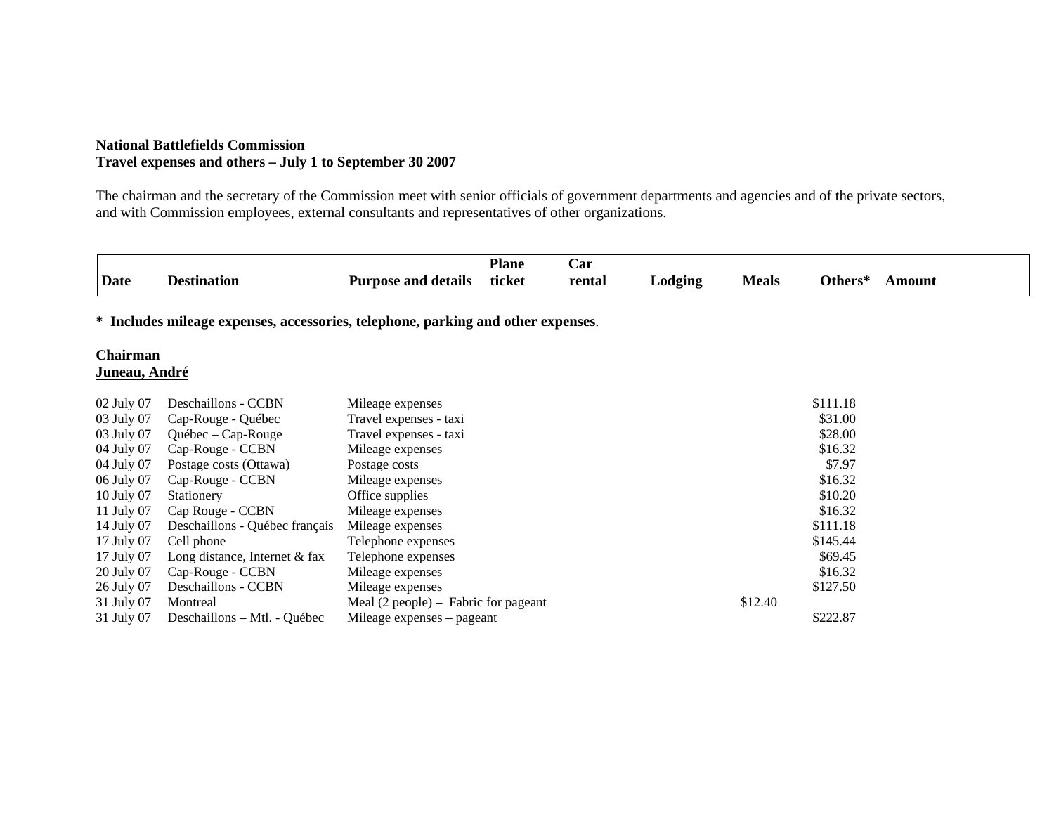**National Battlefields Commission**
**Travel expenses and others – July 1 to September 30 2007**

The chairman and the secretary of the Commission meet with senior officials of government departments and agencies and of the private sectors, and with Commission employees, external consultants and representatives of other organizations.

| Date | Destination | Purpose and details | Plane ticket | Car rental | Lodging | Meals | Others* | Amount |
|---|---|---|---|---|---|---|---|---|

**\* Includes mileage expenses, accessories, telephone, parking and other expenses**.

**Chairman**
**Juneau, André**

| Date | Destination | Purpose and details | Plane ticket | Car rental | Lodging | Meals | Others* | Amount |
|---|---|---|---|---|---|---|---|---|
| 02 July 07 | Deschaillons - CCBN | Mileage expenses | | | | | $111.18 | |
| 03 July 07 | Cap-Rouge - Québec | Travel expenses - taxi | | | | | $31.00 | |
| 03 July 07 | Québec – Cap-Rouge | Travel expenses - taxi | | | | | $28.00 | |
| 04 July 07 | Cap-Rouge - CCBN | Mileage expenses | | | | | $16.32 | |
| 04 July 07 | Postage costs (Ottawa) | Postage costs | | | | | $7.97 | |
| 06 July 07 | Cap-Rouge - CCBN | Mileage expenses | | | | | $16.32 | |
| 10 July 07 | Stationery | Office supplies | | | | | $10.20 | |
| 11 July 07 | Cap Rouge - CCBN | Mileage expenses | | | | | $16.32 | |
| 14 July 07 | Deschaillons - Québec français | Mileage expenses | | | | | $111.18 | |
| 17 July 07 | Cell phone | Telephone expenses | | | | | $145.44 | |
| 17 July 07 | Long distance, Internet & fax | Telephone expenses | | | | | $69.45 | |
| 20 July 07 | Cap-Rouge - CCBN | Mileage expenses | | | | | $16.32 | |
| 26 July 07 | Deschaillons - CCBN | Mileage expenses | | | | | $127.50 | |
| 31 July 07 | Montreal | Meal (2 people) – Fabric for pageant | | | | $12.40 | | |
| 31 July 07 | Deschaillons – Mtl. - Québec | Mileage expenses – pageant | | | | | $222.87 | |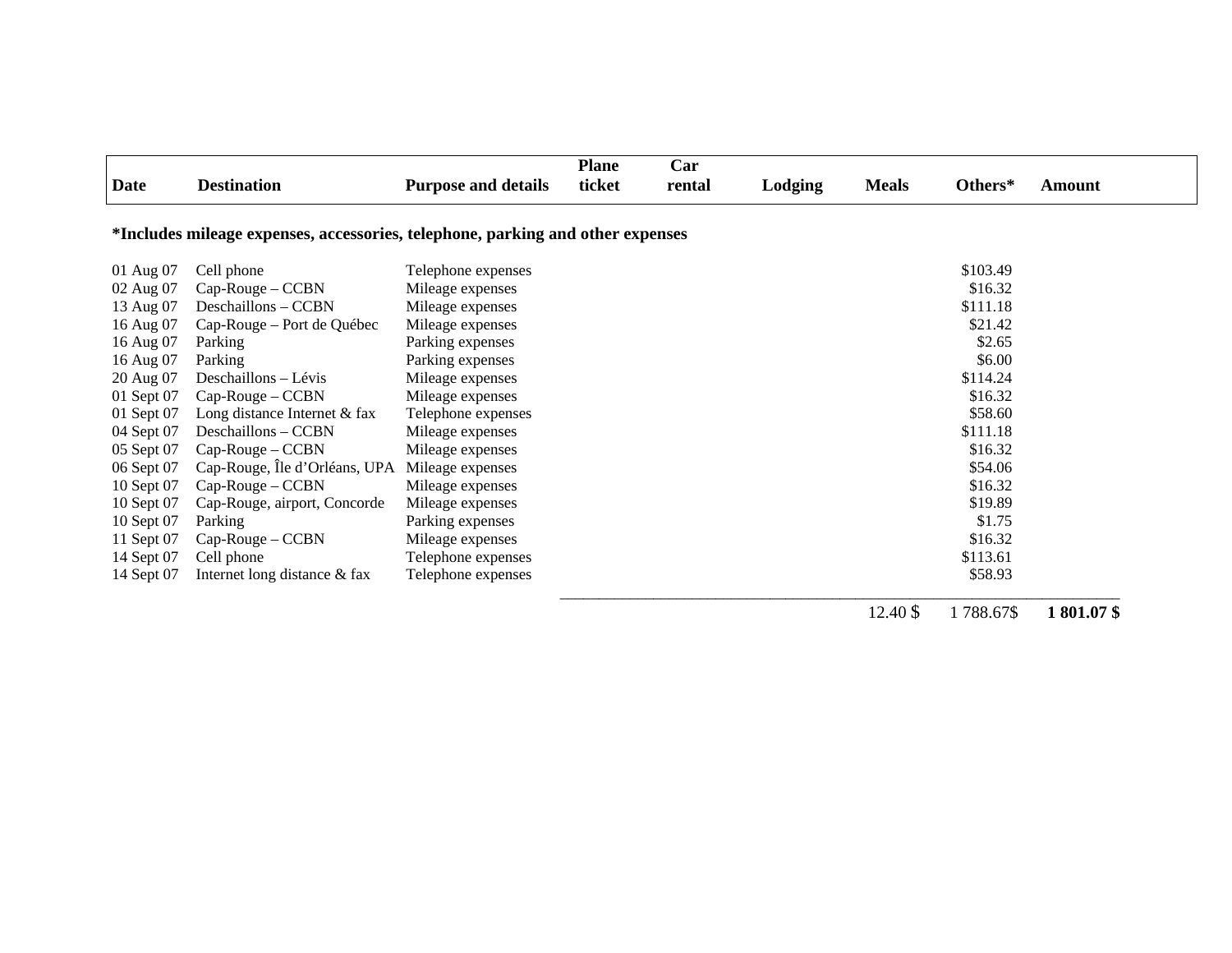| Date | Destination | Purpose and details | Plane ticket | Car rental | Lodging | Meals | Others* | Amount |
|---|---|---|---|---|---|---|---|---|

**\*Includes mileage expenses, accessories, telephone, parking and other expenses**

| Date | Destination | Purpose and details | Plane ticket | Car rental | Lodging | Meals | Others* | Amount |
|---|---|---|---|---|---|---|---|---|
| 01 Aug 07 | Cell phone | Telephone expenses | | | | | $103.49 | |
| 02 Aug 07 | Cap-Rouge – CCBN | Mileage expenses | | | | | $16.32 | |
| 13 Aug 07 | Deschaillons – CCBN | Mileage expenses | | | | | $111.18 | |
| 16 Aug 07 | Cap-Rouge – Port de Québec | Mileage expenses | | | | | $21.42 | |
| 16 Aug 07 | Parking | Parking expenses | | | | | $2.65 | |
| 16 Aug 07 | Parking | Parking expenses | | | | | $6.00 | |
| 20 Aug 07 | Deschaillons – Lévis | Mileage expenses | | | | | $114.24 | |
| 01 Sept 07 | Cap-Rouge – CCBN | Mileage expenses | | | | | $16.32 | |
| 01 Sept 07 | Long distance Internet & fax | Telephone expenses | | | | | $58.60 | |
| 04 Sept 07 | Deschaillons – CCBN | Mileage expenses | | | | | $111.18 | |
| 05 Sept 07 | Cap-Rouge – CCBN | Mileage expenses | | | | | $16.32 | |
| 06 Sept 07 | Cap-Rouge, Île d'Orléans, UPA | Mileage expenses | | | | | $54.06 | |
| 10 Sept 07 | Cap-Rouge – CCBN | Mileage expenses | | | | | $16.32 | |
| 10 Sept 07 | Cap-Rouge, airport, Concorde | Mileage expenses | | | | | $19.89 | |
| 10 Sept 07 | Parking | Parking expenses | | | | | $1.75 | |
| 11 Sept 07 | Cap-Rouge – CCBN | Mileage expenses | | | | | $16.32 | |
| 14 Sept 07 | Cell phone | Telephone expenses | | | | | $113.61 | |
| 14 Sept 07 | Internet long distance & fax | Telephone expenses | | | | | $58.93 | |
| | | | | | | 12.40 $ | 1 788.67$ | **1 801.07 $** |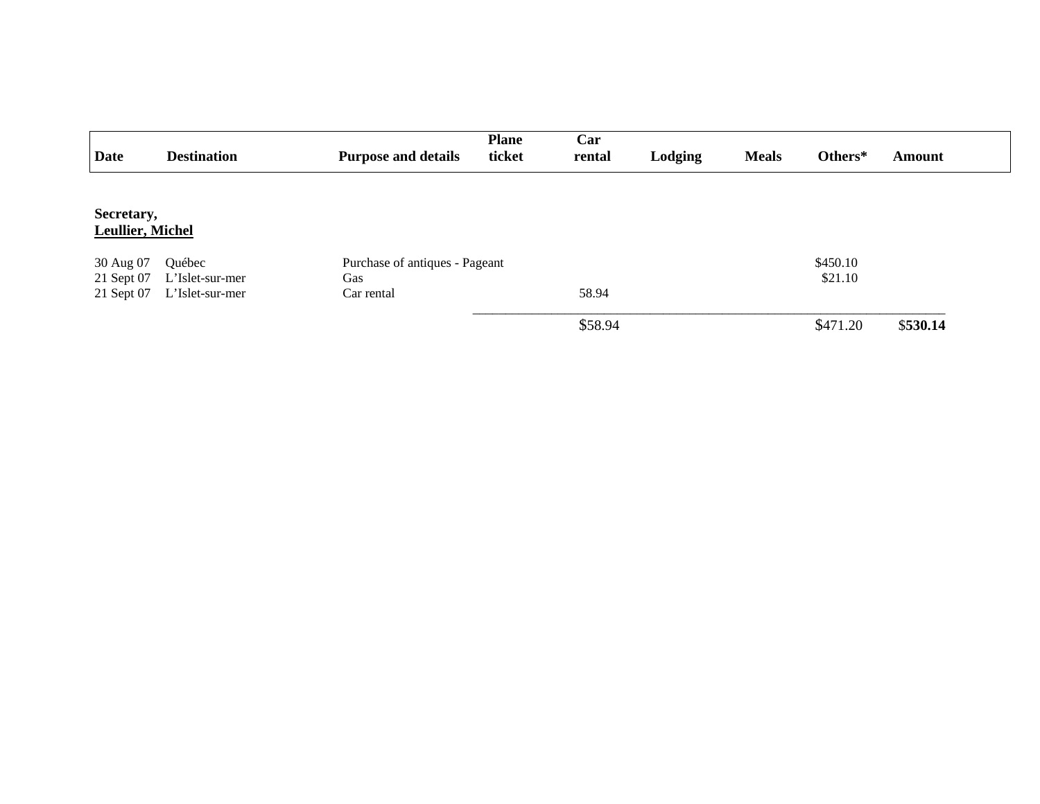| Date | Destination | Purpose and details | Plane ticket | Car rental | Lodging | Meals | Others* | Amount |
|---|---|---|---|---|---|---|---|---|
| **Secretary,** | | | | | | | | |
| **Leullier, Michel** | | | | | | | | |
| 30 Aug 07 | Québec | Purchase of antiques - Pageant | | | | | $450.10 | |
| 21 Sept 07 | L'Islet-sur-mer | Gas | | | | | $21.10 | |
| 21 Sept 07 | L'Islet-sur-mer | Car rental | | 58.94 | | | | |
| | | | | $58.94 | | | $471.20 | $**530.14** |